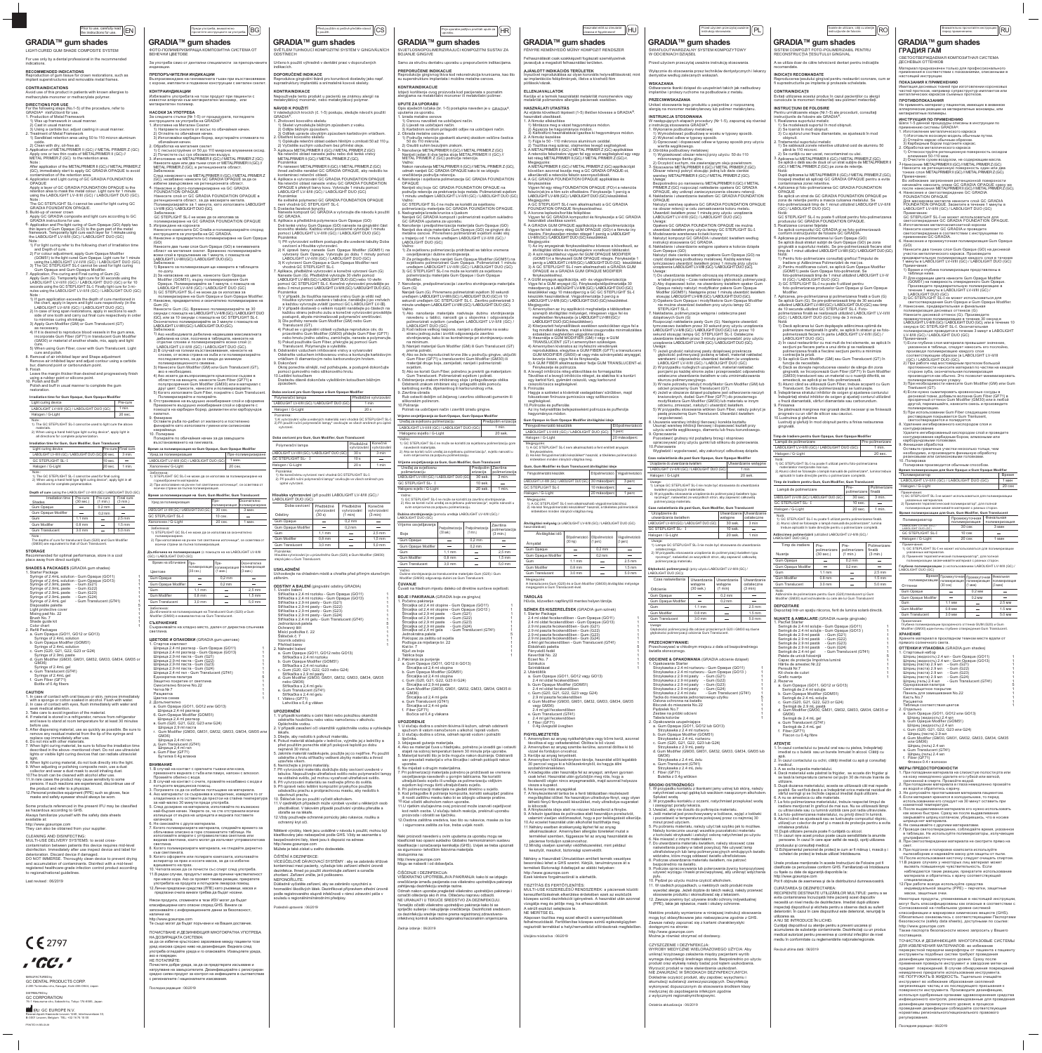Prior to use, carefully read the instructions for use. EN

# GRADIA™ gum shades

LIGHT-CURED GUM SHADE COMPOSITE SYSTEM

For use only by a dental professional in the recommended indications.

## RECOMMENDED INDICATIONS

Reproduction of gum tissue for crown restorations, such as implant superstructures and removable metal frames.

## CONTRAINDICATIONS

Avoid use of this product in patients with known allergies to methacrylate monomer or methacrylate polymer.

## DIRECTIONS FOR USE

For the following steps (No.1-5) of the procedure, refer to GRADIA® instructions for use.

1. Production of Metal Framework
   1) Wax up framework in usual manner.
   2) Cast in usual manner.
   3) Using a carbide bur, adjust casting in usual manner.
2. Treatment of Metal Framework
   1) Sandblast retention area using 50 to 110 micron aluminum oxide.
   2) Clean with dry, oil-free air.
3. Application of METAL PRIMER II (GC) / METAL PRIMER Z (GC)
   Immediately after step 2, apply one or two thin coats of METALPRIMER II (GC) / METAL PRIMER Z (GC) to the retention area.
   Note:
   After application of the METAL PRIMER II (GC) / METAL PRIMER Z (GC), immediately start to apply GC GRADIA OPAQUE to avoid contamination of the retention area.
4. Application and Light curing of GC GRADIA FOUNDATION OPAQUE
   Apply a layer of GC GRADIA FOUNDATION OPAQUE to the retention area to mask the metal colour. Light cure for 1 minute using the LABOLIGHT LV-III (GC) / LABOLIGHT DUO (GC).
   Note:
   The GC STEPLIGHT SL-I cannot be used for light curing GC GRADIA FOUNDATION OPAQUE.
5. Build-up of veneer crown
   Apply GC GRADIA composite and light cure according to GC GRADIA instructions for use.
6. Application and Pre-light curing of Gum Opaque (GO)
   Apply two thin layers of Gum Opaque (G) to the gum part of the metal framework. Temporarily light cure each layer for 1 minute using the LABOLIGHT LV-III (GC) / LABOLIGHT DUO (GC).
   Note:
   1) For light curing refer to the following chart of irradiation time and Depth of cure.
   2) For colour adjustment, apply Gum Opaque Modifier (GOM51) to the light cured Gum Opaque. Light cure for 1 minute using the LABOLIGHT LV-III (GC) / LABOLIGHT DUO (GC).
   3) The GC STEPLIGHT SL-I cannot be used for light curing Gum Opaque and Gum Opaque Modifier.
7. Application and Pre-light curing of Gum (G)
   Apply Gum (G). Temporarily light cure for 30 seconds using the LABOLIGHT LV-III (GC) / LABOLIGHT DUO (GC) or for 10 seconds using the GC STEPLIGHT SL-I. Finally light cure for 3 minutes using the LABOLIGHT LV-III (GC) / LABOLIGHT DUO (GC).
   Note:
   1) If gum application exceeds the depth of cure mentioned in the chart, apply in layers and light cure respectively (in the LABOLIGHT LV-III / LABOLIGHT DUO (GC)).
   2) In case of long span restorations, apply in sections to each side of one tooth and carry out final cure respectively in order to minimize curing shrinkage.
8. Apply Gum Modifier (GM) or Gum Translucent (GT) as necessary.
9. If it is desired to reproduce blood vessels in the gum area, incorporate Gum Fiber (GF77) in translucent Gum Modifier (GM50) or material of another shade, mix, and apply and light cure.
10. When using Gum Fiber, cover with Gum Translucent. Light cure and polish.
11. Removal of air inhibited layer and Shape adjustment
    Remove air inhibited layer and adjust contour using a carbide bur, diamond point or carborundum point.
12. Finish
    Leave the margin thicker than desired and progressively finish using a rubber point or silicone point.
13. Polish and buff
    Polish and buff in usual manner to complete the gum restoration.

**Irradiation time for Gum Opaque, Gum Opaque Modifier**

| Light curing device | Pre-cure |
| --- | --- |
| LABOLIGHT LV-III (GC) / LABOLIGHT DUO (GC) | 1 min. |
| Halogen / G-Light | 20 sec. |

Note:
1) The GC STEPLIGHT SL-I cannot be used to light cure the above materials.
2) When using a hand held type light curing device*, apply light in all directions for complete polymerization.

**Irradiation time for Gum, Gum Modifier, Gum Translucent**

| Light curing device | Pre-cure | Final cure |
| --- | --- | --- |
| LABOLIGHT LV-III (GC) / LABOLIGHT DUO (GC) | 30 sec. | 3 min. |
| GC STEPLIGHT SL-I | 10 sec. | — |
| Halogen / G-Light | 20 sec. | 1 min. |

Note:
1) The GC STEPLIGHT SL-I cannot be used for final curing.
2) When using a hand held type light curing device*, apply light in all directions for complete polymerization.

**Depth of cure (using the LABOLIGHT LV-III (GC) / LABOLIGHT DUO (GC))**

| Shades \ Irradiation time | Pre-cure (30 sec.) | Pre-cure (1 min.) | Final cure (3 min.) |
| --- | --- | --- | --- |
| Gum Opaque | — | 0.2 mm | — |
| Gum Opaque Modifier | — | 0.2 mm | — |
| Gum | 1.1 mm | — | 2.5 mm |
| Gum Modifier | 0.8 mm | — | 1.5 mm |
| Gum Translucent | 3.0 mm | — | 5.0 mm |

Note:
The depths of cure for translucent Gum (G20) and Gum Modifier (GM50) are equivalent to that of Gum Translucent.

## STORAGE

Recommended for optimal performance, store in a cool place away from direct sunlight.

## SHADES & PACKAGES (GRADIA gum shades)

1. Starter Package

| | |
| --- | --- |
| Syringe of 2.4mL solution - Gum Opaque (GO11) | 1 |
| Syringe of 2.4mL solution - Gum Opaque (GO13) | 1 |
| Syringe of 2.9mL paste - Gum (G21) | 1 |
| Syringe of 2.9mL paste - Gum (G22) | 1 |
| Syringe of 2.9mL paste - Gum (G23) | 1 |
| Syringe of 2.9mL paste - Gum (G24) | 1 |
| Syringe of 2.9mL paste - Gum Translucent (GT41) | 1 |
| Disposable palette | 1 |
| Light protective cover | 5 |
| Mixing pad No. 22 | 1 |
| Brush No.7 | 1 |
| Shade guide kit | 1 |
| Color chart | 1 |

2. Refill Packages
   a. Gum Opaque (GO11, GO12 or GO13)
      Syringe of 2.4mL solution
   b. Gum Opaque Modifier (GOM51)
      Syringe of 2.4mL solution
   c. Gum (G20, G21, G22, G23 or G24)
      Syringe of 2.9mL paste
   d. Gum Modifier (GM30, GM31, GM32, GM33, GM34, GM35 or GM50)
      Syringe of 2.4mL gel
   e. Gum Translucent (GT41)
      Syringe of 2.4mL gel
   f. Gum Fiber (GF77)
      Bottle of 0.4g fibres

## CAUTION

1. In case of contact with oral tissues or skin, remove immediately with a sponge or cotton soaked in alcohol. Flush with water.
2. In case of contact with eyes, flush immediately with water and seek medical attention.
3. Take care to avoid ingestion of the material.
4. If material is stored in a refrigerator, remove from refrigerator and leave to stand at room temperature for at least 30 minutes before use.
5. After dispensing material, use as quickly as possible. Be sure to remove any residual material from the tip of the syringe and replace cap immediately after use.
6. Do not mix with other materials.
7. When light curing the material, be sure to follow the instruction time described in the above-mentioned chart. Do not use ultraviolet lights or visible light curing devices that can radiate ultraviolet light.
8. When light curing material, do not look directly into the light.
9. When adjusting or polishing composite resin, use a dust collector and wear a dust mask to avoid inhaling dust.
10. The brush can be cleaned with alcohol after use.
11. In rare cases the product may cause sensitivity to some persons. If such reactions are experienced, discontinue use of the product and refer to a physician.
12. Personal protective equipment (PPE) such as gloves, face masks and safety eyewear should always be worn.

Some products referenced in the present IFU may be classified as hazardous according to GHS.
Always familiarize yourself with the safety data sheets available at:
http://www.gceurope.com
They can also be obtained from your supplier.

CLEANING AND DISINFECTING:
MULTI-USE DELIVERY SYSTEMS: to avoid cross-contamination between patients the device requires mid-level disinfection. Immediately after use inspect device and label for deterioration. Discard device if damaged.
DO NOT IMMERSE. Thoroughly clean device to prevent drying and accumulation of contaminants. Disinfect with a mid-level registered healthcare-grade infection control product according to regional/national guidelines.

Last revised : 06/2019

CE 2797

MANUFACTURER
GC DENTAL PRODUCTS CORP.
2-285 Toriimatsu-cho, Kasugai, Aichi 486-0844, Japan

DISTRIBUTED by
GC CORPORATION
76-1 Hasunuma-cho, Itabashi-ku, Tokyo 174-8585, Japan

EC REP GC EUROPE N.V.
Researchpark Haasrode-Leuven 1240, Interleuvenlaan 33, B-3001 Leuven, Belgium TEL: +32 16 74 10 00

---

# GRADIA™ gum shades (BG)

ФОТОПОЛИМЕРИЗИРАЩА КОМПОЗИТНА СИСТЕМА ОТ ВЕНЕЧНИ ЦВЕТОВЕ

---

# GRADIA™ gum shades (CS)

SVĚTLEM TUHNOUCÍ KOMPOZITNÍ SYSTÉM V GINGIVÁLNÍCH ODSTÍNECH

---

# GRADIA™ gum shades (HR)

SVJETLOSNOPOLIMERIZIRAJUĆI KOMPOZITNI SUSTAV ZA BOJANJE GINGIVE

---

# GRADIA™ gum shades (HU)

FÉNNYEL KEMÉNYEDŐ ÍNYSZÍNŰ KOMPOZIT RENDSZER

---

# GRADIA™ gum shades (PL)

ŚWIATŁOUTWARDZALNY SYSTEM KOMPOZYTOWY W ODCIENIACH DZIĄSEŁ

---

# GRADIA™ gum shades (RO)

SISTEM COMPOZIT FOTO-POLIMERIZABIL PENTRU RECONSTRUCȚIA ȚESUTULUI GINGIVAL

---

# GRADIA™ gum shades (RU)

# ГРАДИЯ ГАМ

СВЕТООТВЕРЖДАЕМАЯ КОМПОЗИТНАЯ СИСТЕМА ДЕСНЕВЫХ ОТТЕНКОВ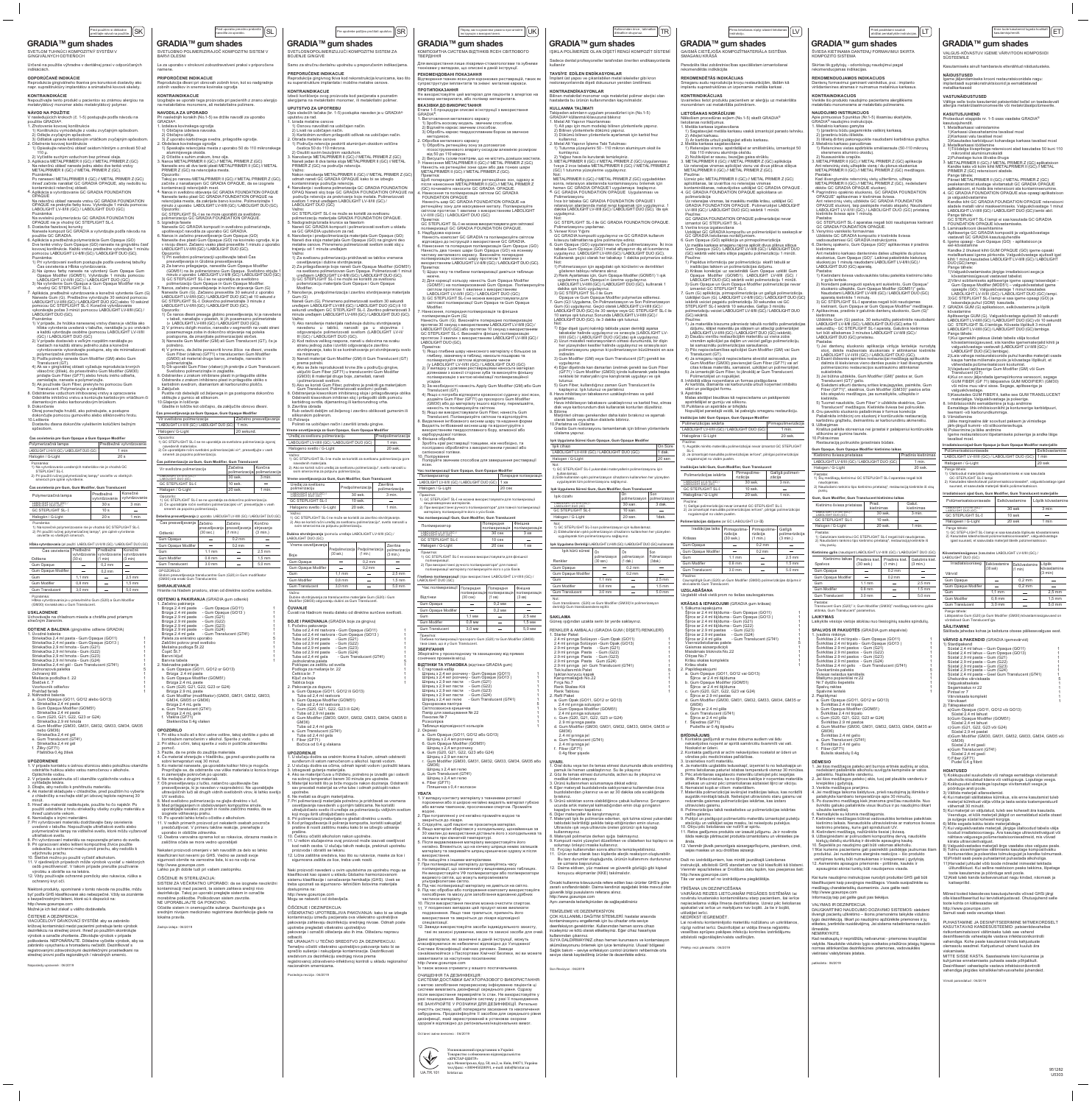# GRADIA™ gum shades

SVETLOM TUHNÚCI KOMPOZITNÝ SYSTÉM V GINGIVÁLNYCH ODTIEŇOCH

# GRADIA™ gum shades

SVETLOBNO POLIMERIZIRAJOČ KOMPOZITNI SISTEM V BARVI DLESNI

# GRADIA™ gum shades

# GRADIA™ gum shades

СВІТЛОВА КОМПОЗИТНА СИСТЕМА ВІДТІНКІВ ЯСЕН СВІТЛОВОГО ТВЕРДІННЯ

# GRADIA™ gum shades

IŞIKLA POLİMERİZE OLAN DİŞETİ RENGİ KOMPOZİT SİSTEMİ

# GRADIA™ gum shades

GAISMĀ CIETĒJOŠA KOMPOZĪTMATERIĀLA SISTĒMA SMAGANU KRĀSĀ

# GRADIA™ gum shades

ŠVIESA KIETINAMA DANTENŲ FORMAVIMUI SKIRTA KOMPOZITO SISTEMA

# GRADIA™ gum shades

VALGUS-KÕVASTUV IGEME VÄRVITOON KOMPOSIIDI SÜSTEEMILE